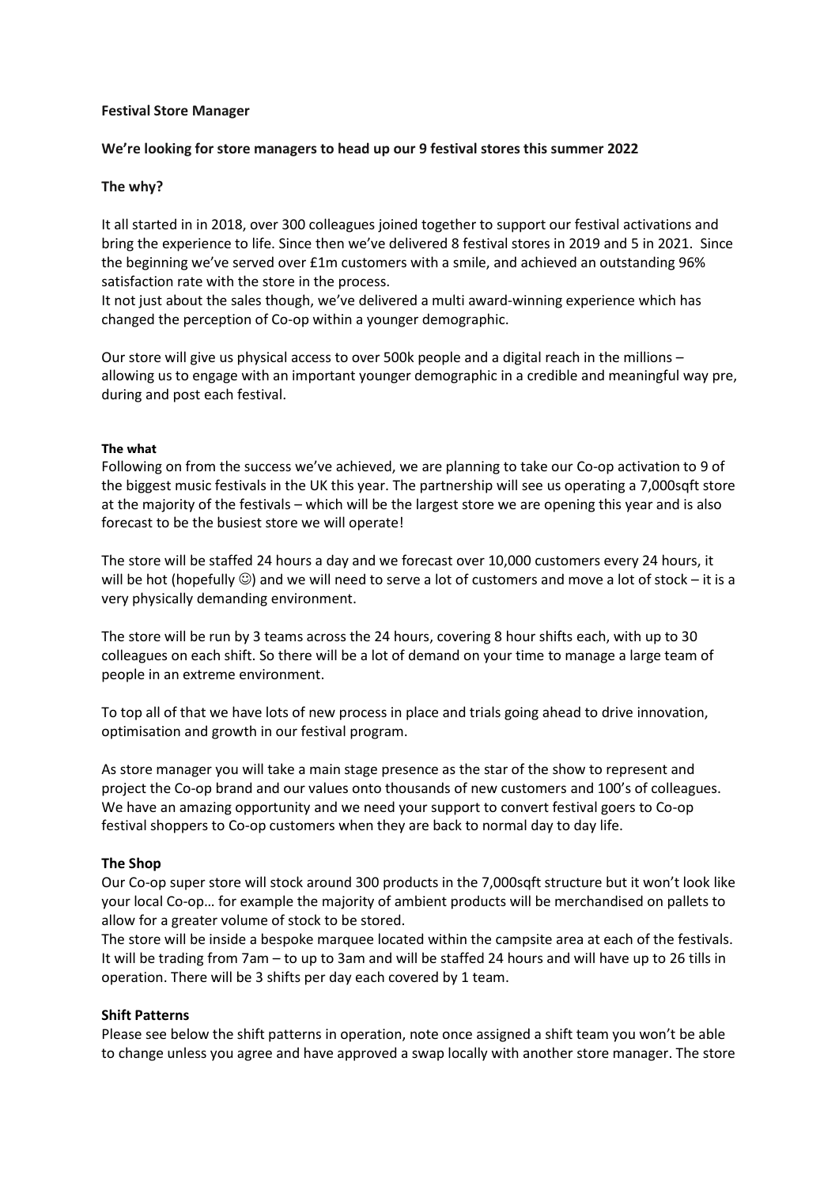**Festival Store Manager**

**We're looking for store managers to head up our 9 festival stores this summer 2022**

**The why?**

It all started in in 2018, over 300 colleagues joined together to support our festival activations and bring the experience to life. Since then we've delivered 8 festival stores in 2019 and 5 in 2021. Since the beginning we've served over £1m customers with a smile, and achieved an outstanding 96% satisfaction rate with the store in the process.

It not just about the sales though, we've delivered a multi award-winning experience which has changed the perception of Co-op within a younger demographic.

Our store will give us physical access to over 500k people and a digital reach in the millions – allowing us to engage with an important younger demographic in a credible and meaningful way pre, during and post each festival.

**The what**

Following on from the success we've achieved, we are planning to take our Co-op activation to 9 of the biggest music festivals in the UK this year. The partnership will see us operating a 7,000sqft store at the majority of the festivals – which will be the largest store we are opening this year and is also forecast to be the busiest store we will operate!

The store will be staffed 24 hours a day and we forecast over 10,000 customers every 24 hours, it will be hot (hopefully ☺) and we will need to serve a lot of customers and move a lot of stock – it is a very physically demanding environment.

The store will be run by 3 teams across the 24 hours, covering 8 hour shifts each, with up to 30 colleagues on each shift. So there will be a lot of demand on your time to manage a large team of people in an extreme environment.

To top all of that we have lots of new process in place and trials going ahead to drive innovation, optimisation and growth in our festival program.

As store manager you will take a main stage presence as the star of the show to represent and project the Co-op brand and our values onto thousands of new customers and 100's of colleagues. We have an amazing opportunity and we need your support to convert festival goers to Co-op festival shoppers to Co-op customers when they are back to normal day to day life.

**The Shop**

Our Co-op super store will stock around 300 products in the 7,000sqft structure but it won't look like your local Co-op… for example the majority of ambient products will be merchandised on pallets to allow for a greater volume of stock to be stored.

The store will be inside a bespoke marquee located within the campsite area at each of the festivals. It will be trading from 7am – to up to 3am and will be staffed 24 hours and will have up to 26 tills in operation. There will be 3 shifts per day each covered by 1 team.

**Shift Patterns**

Please see below the shift patterns in operation, note once assigned a shift team you won't be able to change unless you agree and have approved a swap locally with another store manager. The store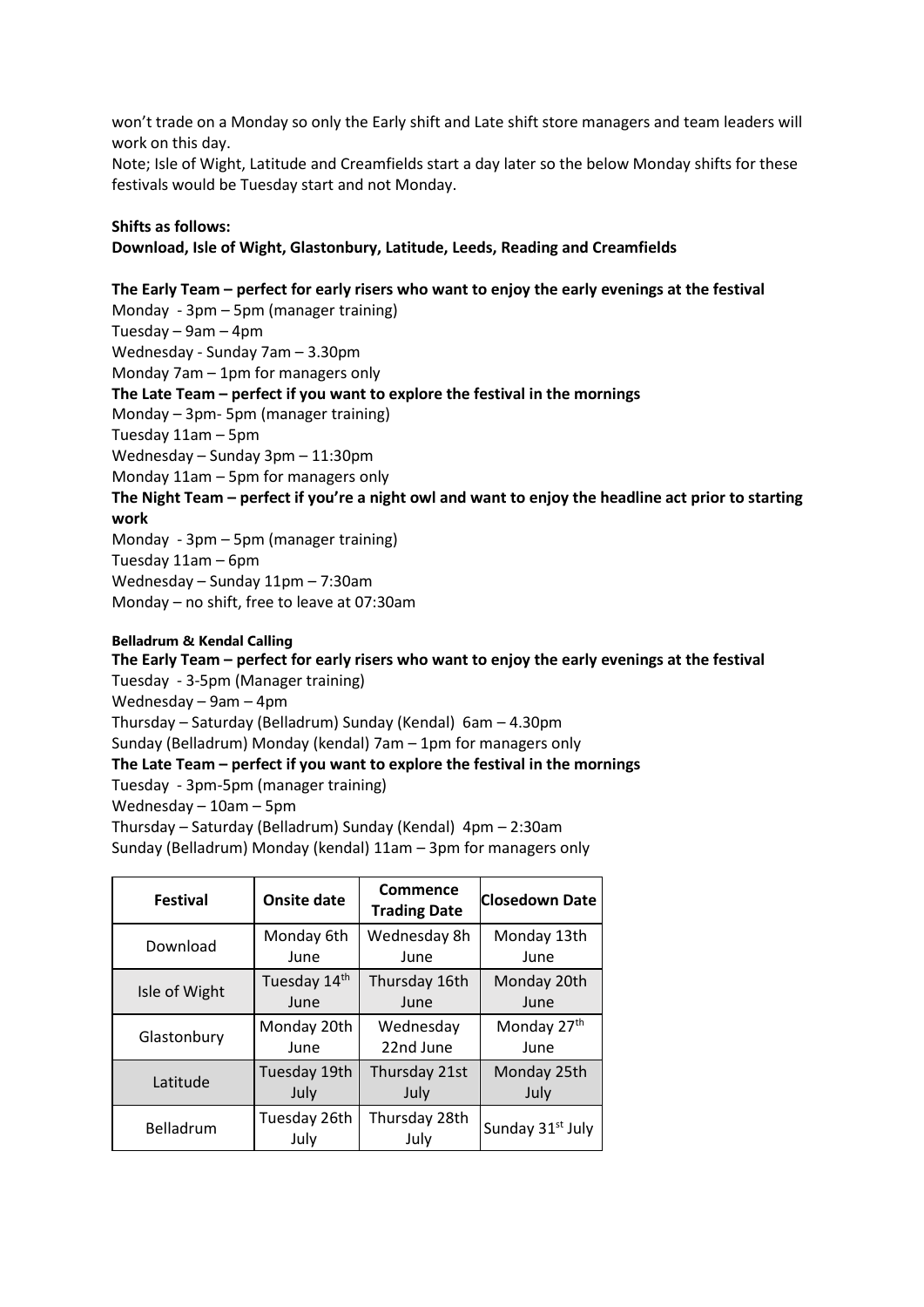won't trade on a Monday so only the Early shift and Late shift store managers and team leaders will work on this day.
Note; Isle of Wight, Latitude and Creamfields start a day later so the below Monday shifts for these festivals would be Tuesday start and not Monday.

**Shifts as follows:**
**Download, Isle of Wight, Glastonbury, Latitude, Leeds, Reading and Creamfields**

**The Early Team – perfect for early risers who want to enjoy the early evenings at the festival**
Monday - 3pm – 5pm (manager training)
Tuesday – 9am – 4pm
Wednesday - Sunday 7am – 3.30pm
Monday 7am – 1pm for managers only
**The Late Team – perfect if you want to explore the festival in the mornings**
Monday – 3pm- 5pm (manager training)
Tuesday 11am – 5pm
Wednesday – Sunday 3pm – 11:30pm
Monday 11am – 5pm for managers only
**The Night Team – perfect if you're a night owl and want to enjoy the headline act prior to starting work**
Monday - 3pm – 5pm (manager training)
Tuesday 11am – 6pm
Wednesday – Sunday 11pm – 7:30am
Monday – no shift, free to leave at 07:30am

**Belladrum & Kendal Calling**
**The Early Team – perfect for early risers who want to enjoy the early evenings at the festival**
Tuesday - 3-5pm (Manager training)
Wednesday – 9am – 4pm
Thursday – Saturday (Belladrum) Sunday (Kendal) 6am – 4.30pm
Sunday (Belladrum) Monday (kendal) 7am – 1pm for managers only
**The Late Team – perfect if you want to explore the festival in the mornings**
Tuesday - 3pm-5pm (manager training)
Wednesday – 10am – 5pm
Thursday – Saturday (Belladrum) Sunday (Kendal) 4pm – 2:30am
Sunday (Belladrum) Monday (kendal) 11am – 3pm for managers only

| Festival | Onsite date | Commence Trading Date | Closedown Date |
|---|---|---|---|
| Download | Monday 6th June | Wednesday 8h June | Monday 13th June |
| Isle of Wight | Tuesday 14th June | Thursday 16th June | Monday 20th June |
| Glastonbury | Monday 20th June | Wednesday 22nd June | Monday 27th June |
| Latitude | Tuesday 19th July | Thursday 21st July | Monday 25th July |
| Belladrum | Tuesday 26th July | Thursday 28th July | Sunday 31st July |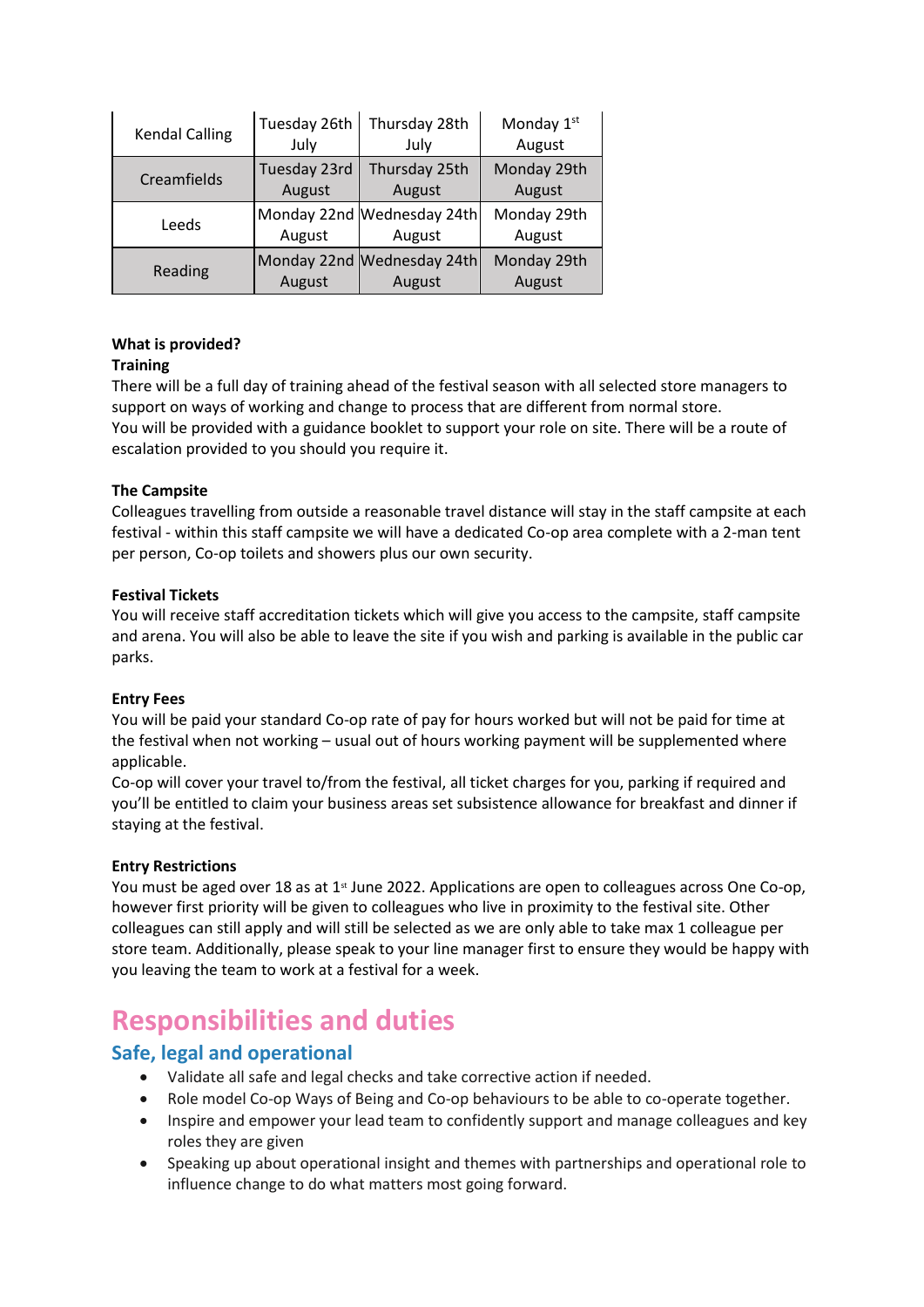| Kendal Calling | Tuesday 26th July | Thursday 28th July | Monday 1st August |
|---|---|---|---|
| Creamfields | Tuesday 23rd August | Thursday 25th August | Monday 29th August |
| Leeds | Monday 22nd August | Wednesday 24th August | Monday 29th August |
| Reading | Monday 22nd August | Wednesday 24th August | Monday 29th August |

**What is provided?**

**Training**

There will be a full day of training ahead of the festival season with all selected store managers to support on ways of working and change to process that are different from normal store.

You will be provided with a guidance booklet to support your role on site. There will be a route of escalation provided to you should you require it.

**The Campsite**

Colleagues travelling from outside a reasonable travel distance will stay in the staff campsite at each festival - within this staff campsite we will have a dedicated Co-op area complete with a 2-man tent per person, Co-op toilets and showers plus our own security.

**Festival Tickets**

You will receive staff accreditation tickets which will give you access to the campsite, staff campsite and arena. You will also be able to leave the site if you wish and parking is available in the public car parks.

**Entry Fees**

You will be paid your standard Co-op rate of pay for hours worked but will not be paid for time at the festival when not working – usual out of hours working payment will be supplemented where applicable.

Co-op will cover your travel to/from the festival, all ticket charges for you, parking if required and you'll be entitled to claim your business areas set subsistence allowance for breakfast and dinner if staying at the festival.

**Entry Restrictions**

You must be aged over 18 as at 1st June 2022. Applications are open to colleagues across One Co-op, however first priority will be given to colleagues who live in proximity to the festival site. Other colleagues can still apply and will still be selected as we are only able to take max 1 colleague per store team. Additionally, please speak to your line manager first to ensure they would be happy with you leaving the team to work at a festival for a week.

# Responsibilities and duties

## Safe, legal and operational

- Validate all safe and legal checks and take corrective action if needed.
- Role model Co-op Ways of Being and Co-op behaviours to be able to co-operate together.
- Inspire and empower your lead team to confidently support and manage colleagues and key roles they are given
- Speaking up about operational insight and themes with partnerships and operational role to influence change to do what matters most going forward.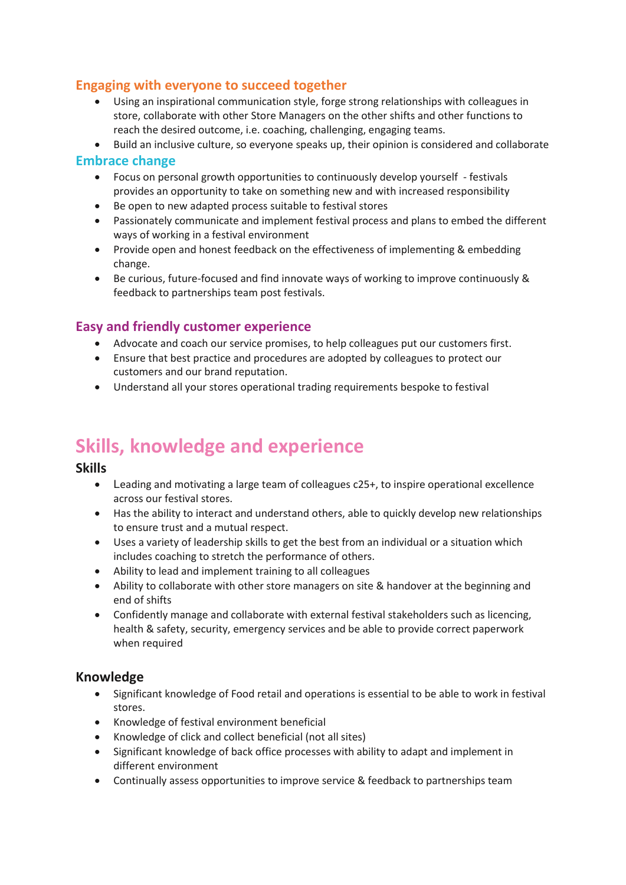### Engaging with everyone to succeed together

- Using an inspirational communication style, forge strong relationships with colleagues in store, collaborate with other Store Managers on the other shifts and other functions to reach the desired outcome, i.e. coaching, challenging, engaging teams.
- Build an inclusive culture, so everyone speaks up, their opinion is considered and collaborate

### Embrace change

- Focus on personal growth opportunities to continuously develop yourself - festivals provides an opportunity to take on something new and with increased responsibility
- Be open to new adapted process suitable to festival stores
- Passionately communicate and implement festival process and plans to embed the different ways of working in a festival environment
- Provide open and honest feedback on the effectiveness of implementing & embedding change.
- Be curious, future-focused and find innovate ways of working to improve continuously & feedback to partnerships team post festivals.

### Easy and friendly customer experience

- Advocate and coach our service promises, to help colleagues put our customers first.
- Ensure that best practice and procedures are adopted by colleagues to protect our customers and our brand reputation.
- Understand all your stores operational trading requirements bespoke to festival

## Skills, knowledge and experience

### Skills

- Leading and motivating a large team of colleagues c25+, to inspire operational excellence across our festival stores.
- Has the ability to interact and understand others, able to quickly develop new relationships to ensure trust and a mutual respect.
- Uses a variety of leadership skills to get the best from an individual or a situation which includes coaching to stretch the performance of others.
- Ability to lead and implement training to all colleagues
- Ability to collaborate with other store managers on site & handover at the beginning and end of shifts
- Confidently manage and collaborate with external festival stakeholders such as licencing, health & safety, security, emergency services and be able to provide correct paperwork when required

### Knowledge

- Significant knowledge of Food retail and operations is essential to be able to work in festival stores.
- Knowledge of festival environment beneficial
- Knowledge of click and collect beneficial (not all sites)
- Significant knowledge of back office processes with ability to adapt and implement in different environment
- Continually assess opportunities to improve service & feedback to partnerships team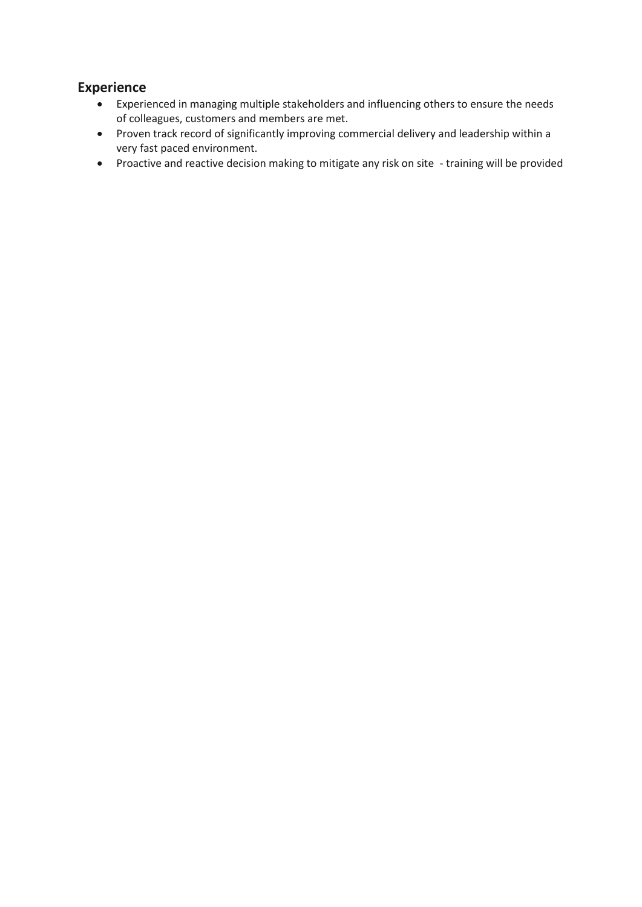## Experience

- Experienced in managing multiple stakeholders and influencing others to ensure the needs of colleagues, customers and members are met.
- Proven track record of significantly improving commercial delivery and leadership within a very fast paced environment.
- Proactive and reactive decision making to mitigate any risk on site - training will be provided